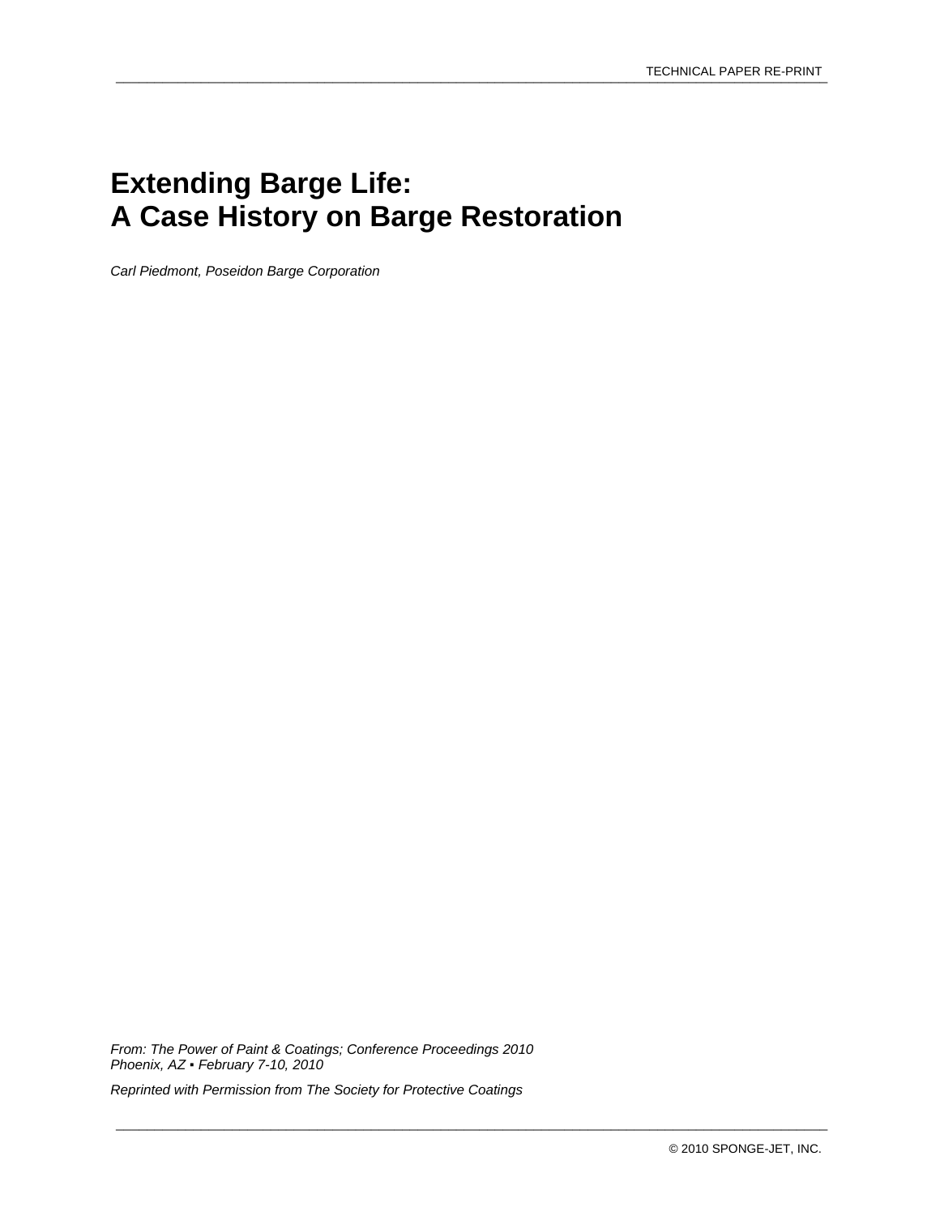# Extending Barge Life:
# A Case History on Barge Restoration

*Carl Piedmont, Poseidon Barge Corporation*

*From: The Power of Paint & Coatings; Conference Proceedings 2010*
*Phoenix, AZ ▪ February 7-10, 2010*

*Reprinted with Permission from The Society for Protective Coatings*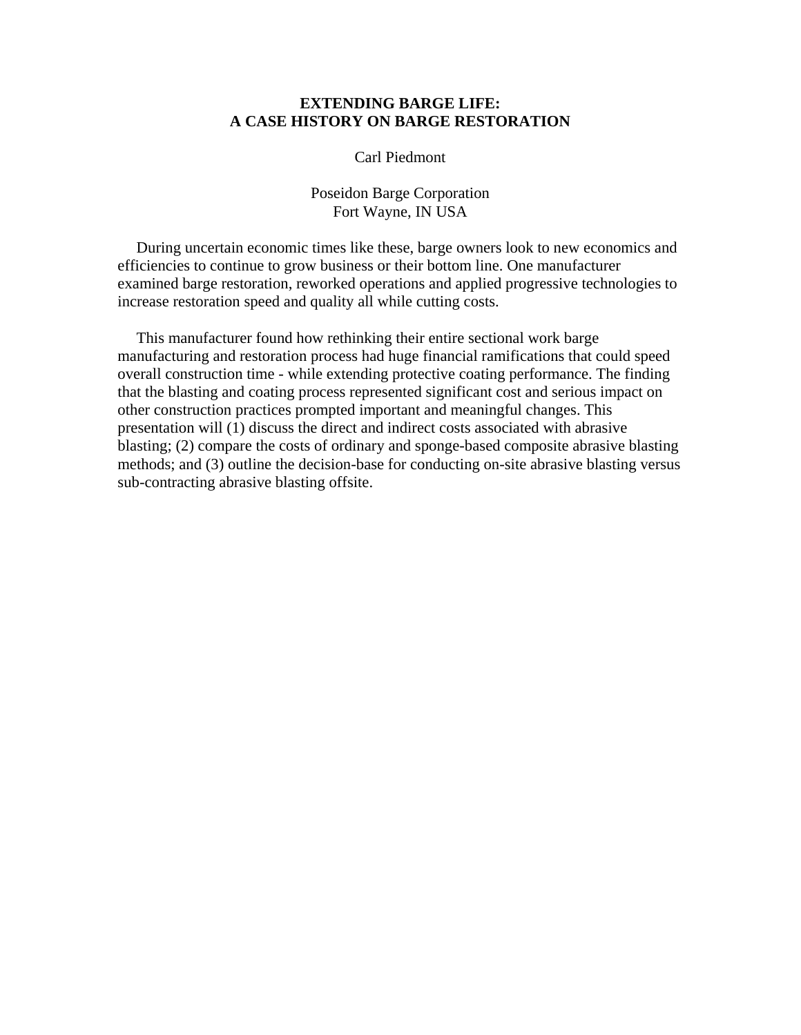# EXTENDING BARGE LIFE:
# A CASE HISTORY ON BARGE RESTORATION

Carl Piedmont

Poseidon Barge Corporation
Fort Wayne, IN USA

During uncertain economic times like these, barge owners look to new economics and efficiencies to continue to grow business or their bottom line. One manufacturer examined barge restoration, reworked operations and applied progressive technologies to increase restoration speed and quality all while cutting costs.

This manufacturer found how rethinking their entire sectional work barge manufacturing and restoration process had huge financial ramifications that could speed overall construction time - while extending protective coating performance. The finding that the blasting and coating process represented significant cost and serious impact on other construction practices prompted important and meaningful changes. This presentation will (1) discuss the direct and indirect costs associated with abrasive blasting; (2) compare the costs of ordinary and sponge-based composite abrasive blasting methods; and (3) outline the decision-base for conducting on-site abrasive blasting versus sub-contracting abrasive blasting offsite.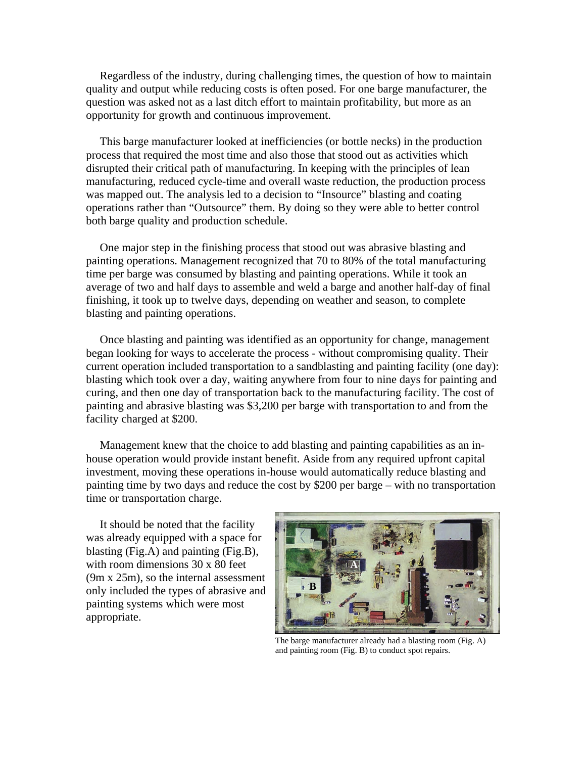Regardless of the industry, during challenging times, the question of how to maintain quality and output while reducing costs is often posed. For one barge manufacturer, the question was asked not as a last ditch effort to maintain profitability, but more as an opportunity for growth and continuous improvement.

This barge manufacturer looked at inefficiencies (or bottle necks) in the production process that required the most time and also those that stood out as activities which disrupted their critical path of manufacturing. In keeping with the principles of lean manufacturing, reduced cycle-time and overall waste reduction, the production process was mapped out. The analysis led to a decision to "Insource" blasting and coating operations rather than "Outsource" them. By doing so they were able to better control both barge quality and production schedule.

One major step in the finishing process that stood out was abrasive blasting and painting operations. Management recognized that 70 to 80% of the total manufacturing time per barge was consumed by blasting and painting operations. While it took an average of two and half days to assemble and weld a barge and another half-day of final finishing, it took up to twelve days, depending on weather and season, to complete blasting and painting operations.

Once blasting and painting was identified as an opportunity for change, management began looking for ways to accelerate the process - without compromising quality. Their current operation included transportation to a sandblasting and painting facility (one day): blasting which took over a day, waiting anywhere from four to nine days for painting and curing, and then one day of transportation back to the manufacturing facility. The cost of painting and abrasive blasting was $3,200 per barge with transportation to and from the facility charged at $200.

Management knew that the choice to add blasting and painting capabilities as an in-house operation would provide instant benefit. Aside from any required upfront capital investment, moving these operations in-house would automatically reduce blasting and painting time by two days and reduce the cost by $200 per barge – with no transportation time or transportation charge.

It should be noted that the facility was already equipped with a space for blasting (Fig.A) and painting (Fig.B), with room dimensions 30 x 80 feet (9m x 25m), so the internal assessment only included the types of abrasive and painting systems which were most appropriate.

The barge manufacturer already had a blasting room (Fig. A) and painting room (Fig. B) to conduct spot repairs.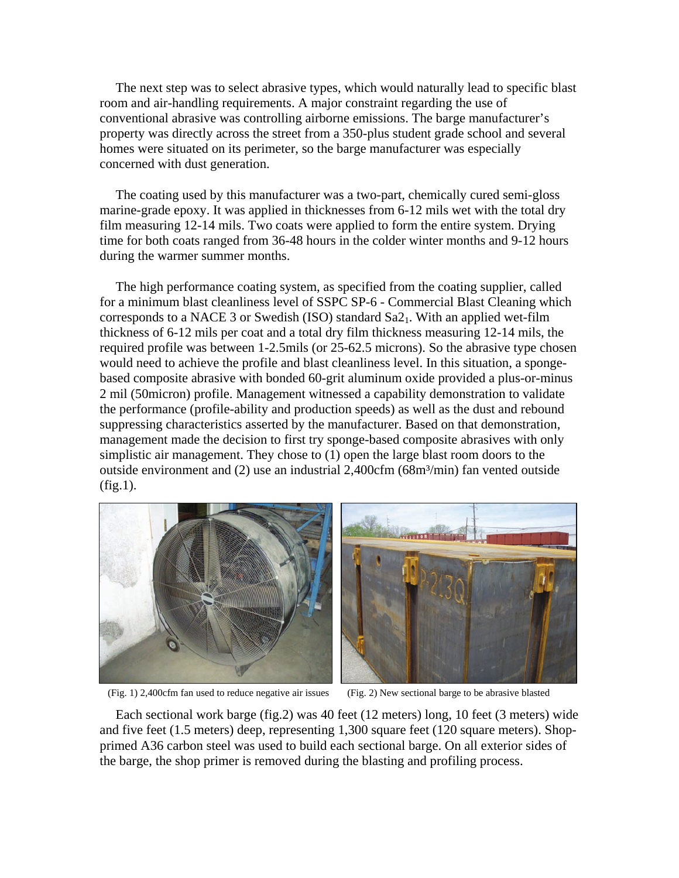The next step was to select abrasive types, which would naturally lead to specific blast room and air-handling requirements. A major constraint regarding the use of conventional abrasive was controlling airborne emissions. The barge manufacturer's property was directly across the street from a 350-plus student grade school and several homes were situated on its perimeter, so the barge manufacturer was especially concerned with dust generation.

The coating used by this manufacturer was a two-part, chemically cured semi-gloss marine-grade epoxy. It was applied in thicknesses from 6-12 mils wet with the total dry film measuring 12-14 mils. Two coats were applied to form the entire system. Drying time for both coats ranged from 36-48 hours in the colder winter months and 9-12 hours during the warmer summer months.

The high performance coating system, as specified from the coating supplier, called for a minimum blast cleanliness level of SSPC SP-6 - Commercial Blast Cleaning which corresponds to a NACE 3 or Swedish (ISO) standard $Sa2_1$. With an applied wet-film thickness of 6-12 mils per coat and a total dry film thickness measuring 12-14 mils, the required profile was between 1-2.5mils (or 25-62.5 microns). So the abrasive type chosen would need to achieve the profile and blast cleanliness level. In this situation, a sponge-based composite abrasive with bonded 60-grit aluminum oxide provided a plus-or-minus 2 mil (50micron) profile. Management witnessed a capability demonstration to validate the performance (profile-ability and production speeds) as well as the dust and rebound suppressing characteristics asserted by the manufacturer. Based on that demonstration, management made the decision to first try sponge-based composite abrasives with only simplistic air management. They chose to (1) open the large blast room doors to the outside environment and (2) use an industrial 2,400cfm (68m³/min) fan vented outside (fig.1).

(Fig. 1) 2,400cfm fan used to reduce negative air issues

(Fig. 2) New sectional barge to be abrasive blasted

Each sectional work barge (fig.2) was 40 feet (12 meters) long, 10 feet (3 meters) wide and five feet (1.5 meters) deep, representing 1,300 square feet (120 square meters). Shop-primed A36 carbon steel was used to build each sectional barge. On all exterior sides of the barge, the shop primer is removed during the blasting and profiling process.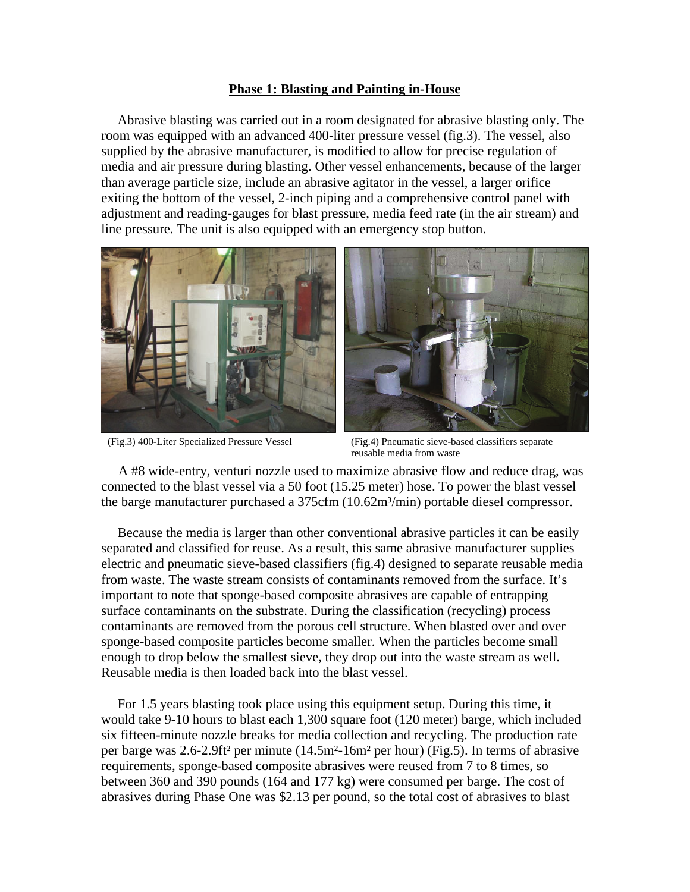## Phase 1: Blasting and Painting in-House

Abrasive blasting was carried out in a room designated for abrasive blasting only. The room was equipped with an advanced 400-liter pressure vessel (fig.3). The vessel, also supplied by the abrasive manufacturer, is modified to allow for precise regulation of media and air pressure during blasting. Other vessel enhancements, because of the larger than average particle size, include an abrasive agitator in the vessel, a larger orifice exiting the bottom of the vessel, 2-inch piping and a comprehensive control panel with adjustment and reading-gauges for blast pressure, media feed rate (in the air stream) and line pressure. The unit is also equipped with an emergency stop button.

(Fig.3) 400-Liter Specialized Pressure Vessel

(Fig.4) Pneumatic sieve-based classifiers separate reusable media from waste

A #8 wide-entry, venturi nozzle used to maximize abrasive flow and reduce drag, was connected to the blast vessel via a 50 foot (15.25 meter) hose. To power the blast vessel the barge manufacturer purchased a 375cfm (10.62m³/min) portable diesel compressor.

Because the media is larger than other conventional abrasive particles it can be easily separated and classified for reuse. As a result, this same abrasive manufacturer supplies electric and pneumatic sieve-based classifiers (fig.4) designed to separate reusable media from waste. The waste stream consists of contaminants removed from the surface. It's important to note that sponge-based composite abrasives are capable of entrapping surface contaminants on the substrate. During the classification (recycling) process contaminants are removed from the porous cell structure. When blasted over and over sponge-based composite particles become smaller. When the particles become small enough to drop below the smallest sieve, they drop out into the waste stream as well. Reusable media is then loaded back into the blast vessel.

For 1.5 years blasting took place using this equipment setup. During this time, it would take 9-10 hours to blast each 1,300 square foot (120 meter) barge, which included six fifteen-minute nozzle breaks for media collection and recycling. The production rate per barge was 2.6-2.9ft² per minute (14.5m²-16m² per hour) (Fig.5). In terms of abrasive requirements, sponge-based composite abrasives were reused from 7 to 8 times, so between 360 and 390 pounds (164 and 177 kg) were consumed per barge. The cost of abrasives during Phase One was $2.13 per pound, so the total cost of abrasives to blast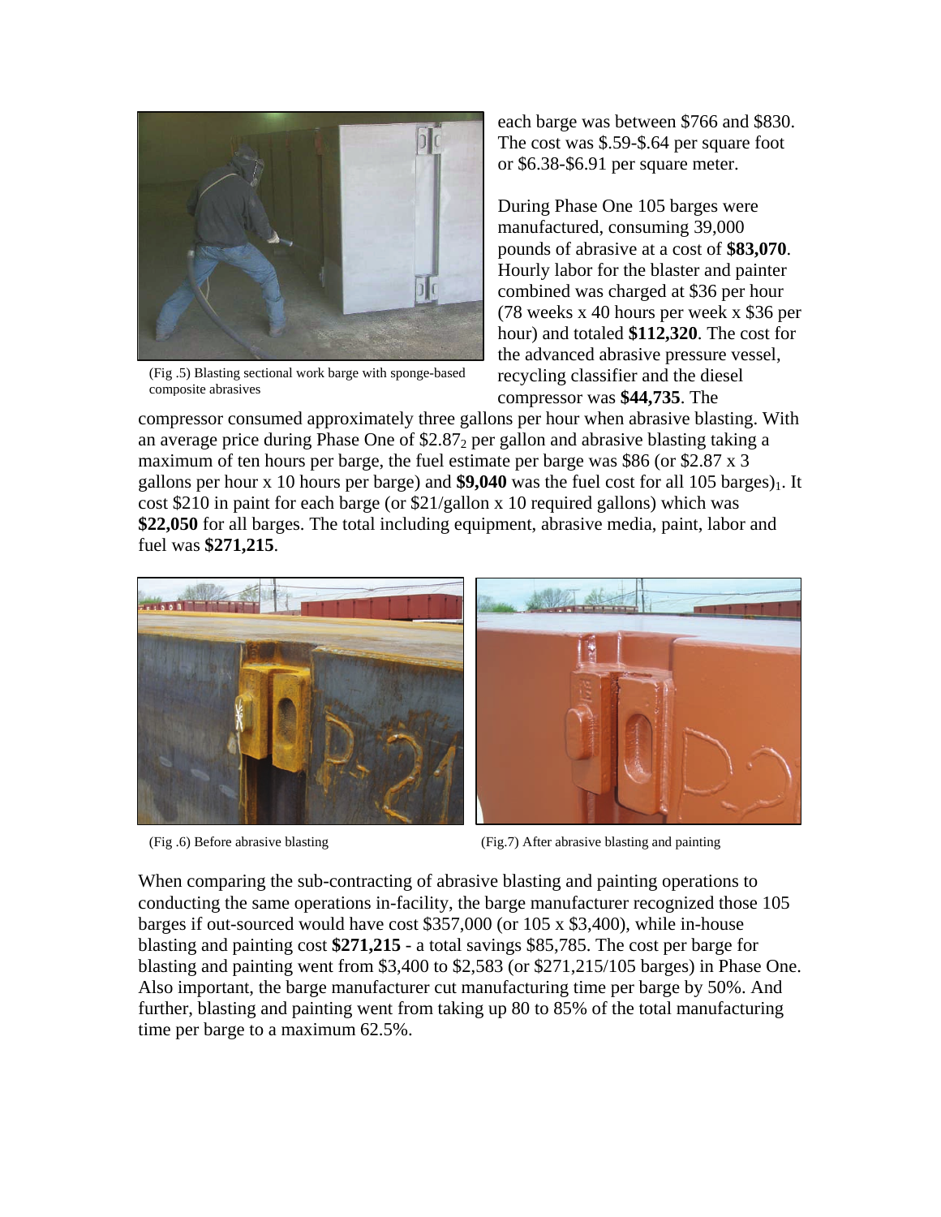(Fig .5) Blasting sectional work barge with sponge-based composite abrasives

each barge was between $766 and $830. The cost was $.59-$.64 per square foot or $6.38-$6.91 per square meter.

During Phase One 105 barges were manufactured, consuming 39,000 pounds of abrasive at a cost of **$83,070**. Hourly labor for the blaster and painter combined was charged at $36 per hour (78 weeks x 40 hours per week x $36 per hour) and totaled **$112,320**. The cost for the advanced abrasive pressure vessel, recycling classifier and the diesel compressor was **$44,735**. The compressor consumed approximately three gallons per hour when abrasive blasting. With an average price during Phase One of $2.87[2] per gallon and abrasive blasting taking a maximum of ten hours per barge, the fuel estimate per barge was $86 (or $2.87 x 3 gallons per hour x 10 hours per barge) and **$9,040** was the fuel cost for all 105 barges)[1]. It cost $210 in paint for each barge (or $21/gallon x 10 required gallons) which was **$22,050** for all barges. The total including equipment, abrasive media, paint, labor and fuel was **$271,215**.

(Fig .6) Before abrasive blasting

(Fig.7) After abrasive blasting and painting

When comparing the sub-contracting of abrasive blasting and painting operations to conducting the same operations in-facility, the barge manufacturer recognized those 105 barges if out-sourced would have cost $357,000 (or 105 x $3,400), while in-house blasting and painting cost **$271,215** - a total savings $85,785. The cost per barge for blasting and painting went from $3,400 to $2,583 (or $271,215/105 barges) in Phase One. Also important, the barge manufacturer cut manufacturing time per barge by 50%. And further, blasting and painting went from taking up 80 to 85% of the total manufacturing time per barge to a maximum 62.5%.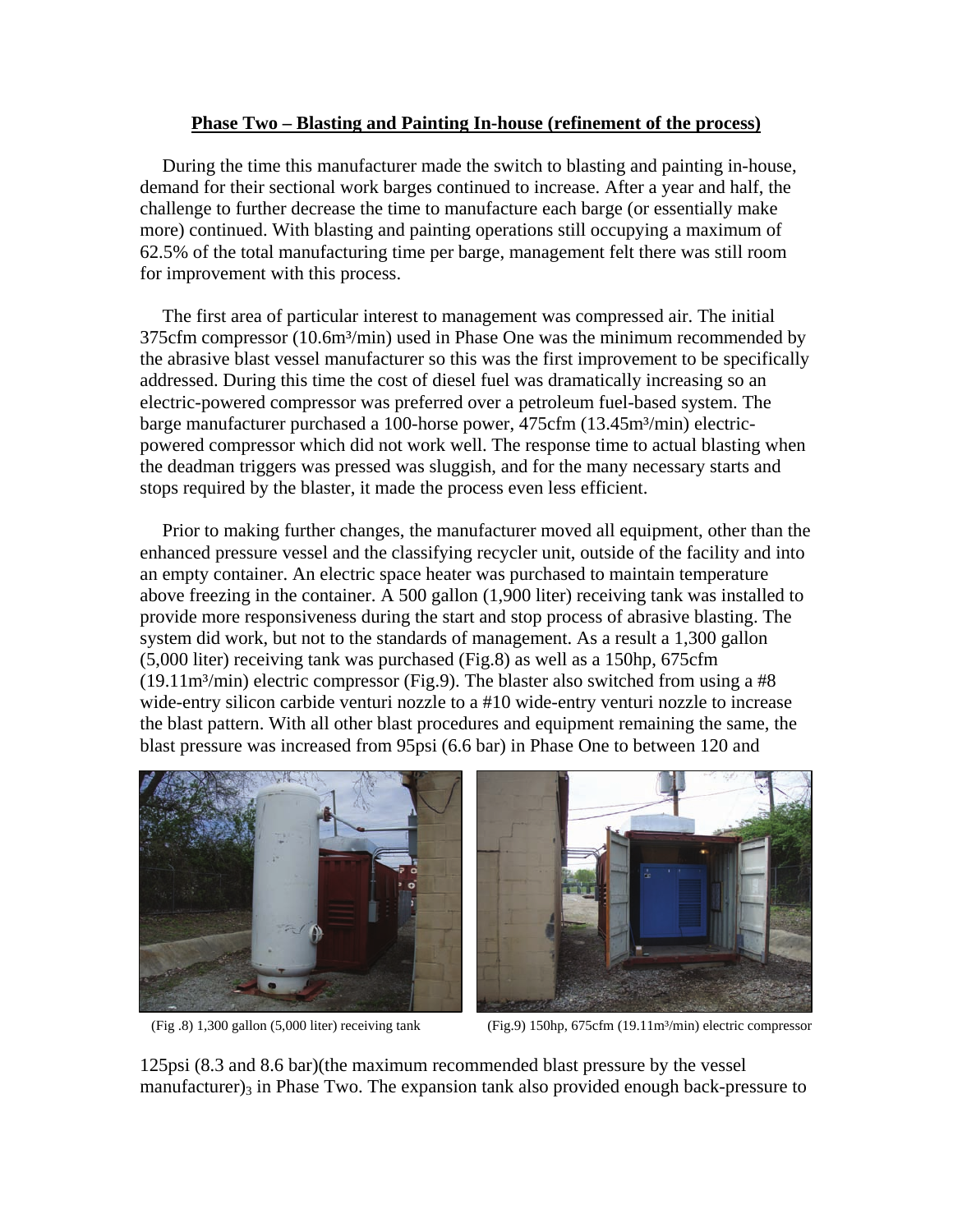**Phase Two – Blasting and Painting In-house (refinement of the process)**

During the time this manufacturer made the switch to blasting and painting in-house, demand for their sectional work barges continued to increase. After a year and half, the challenge to further decrease the time to manufacture each barge (or essentially make more) continued. With blasting and painting operations still occupying a maximum of 62.5% of the total manufacturing time per barge, management felt there was still room for improvement with this process.

The first area of particular interest to management was compressed air. The initial 375cfm compressor (10.6m³/min) used in Phase One was the minimum recommended by the abrasive blast vessel manufacturer so this was the first improvement to be specifically addressed. During this time the cost of diesel fuel was dramatically increasing so an electric-powered compressor was preferred over a petroleum fuel-based system. The barge manufacturer purchased a 100-horse power, 475cfm (13.45m³/min) electric-powered compressor which did not work well. The response time to actual blasting when the deadman triggers was pressed was sluggish, and for the many necessary starts and stops required by the blaster, it made the process even less efficient.

Prior to making further changes, the manufacturer moved all equipment, other than the enhanced pressure vessel and the classifying recycler unit, outside of the facility and into an empty container. An electric space heater was purchased to maintain temperature above freezing in the container. A 500 gallon (1,900 liter) receiving tank was installed to provide more responsiveness during the start and stop process of abrasive blasting. The system did work, but not to the standards of management. As a result a 1,300 gallon (5,000 liter) receiving tank was purchased (Fig.8) as well as a 150hp, 675cfm (19.11m³/min) electric compressor (Fig.9). The blaster also switched from using a #8 wide-entry silicon carbide venturi nozzle to a #10 wide-entry venturi nozzle to increase the blast pattern. With all other blast procedures and equipment remaining the same, the blast pressure was increased from 95psi (6.6 bar) in Phase One to between 120 and

(Fig .8) 1,300 gallon (5,000 liter) receiving tank

(Fig.9) 150hp, 675cfm (19.11m³/min) electric compressor

125psi (8.3 and 8.6 bar)(the maximum recommended blast pressure by the vessel manufacturer)[3] in Phase Two. The expansion tank also provided enough back-pressure to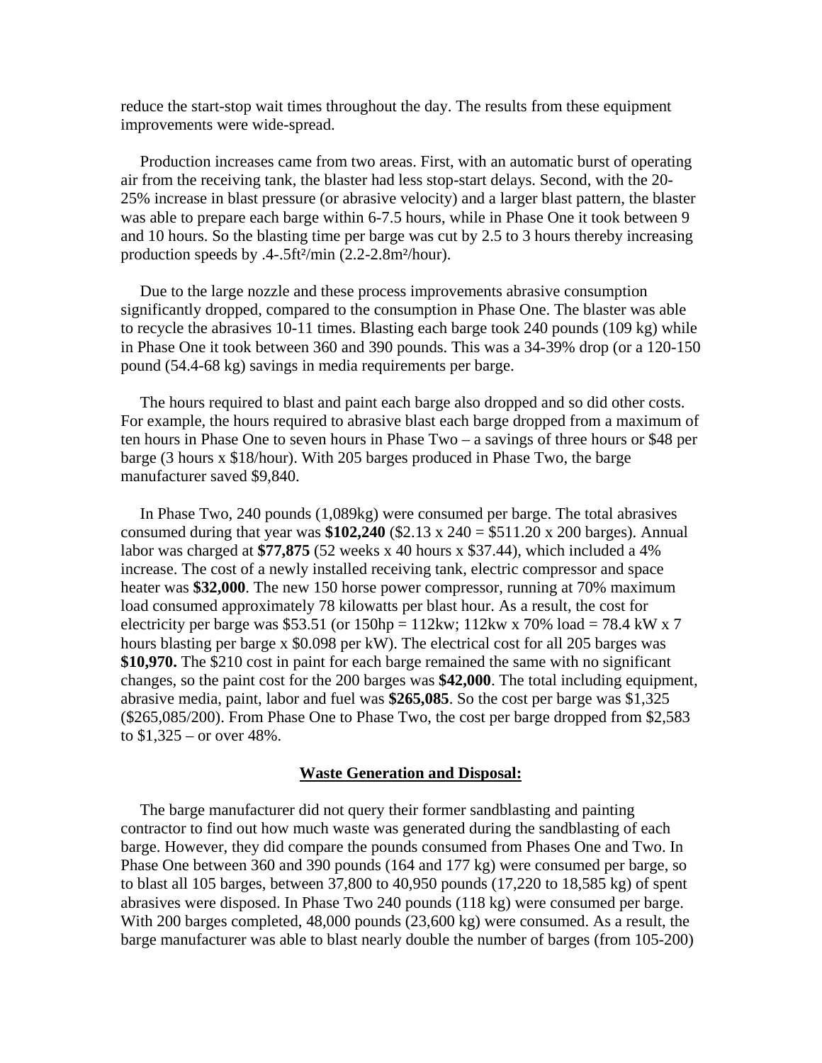reduce the start-stop wait times throughout the day. The results from these equipment improvements were wide-spread.

Production increases came from two areas. First, with an automatic burst of operating air from the receiving tank, the blaster had less stop-start delays. Second, with the 20-25% increase in blast pressure (or abrasive velocity) and a larger blast pattern, the blaster was able to prepare each barge within 6-7.5 hours, while in Phase One it took between 9 and 10 hours. So the blasting time per barge was cut by 2.5 to 3 hours thereby increasing production speeds by .4-.5ft²/min (2.2-2.8m²/hour).

Due to the large nozzle and these process improvements abrasive consumption significantly dropped, compared to the consumption in Phase One. The blaster was able to recycle the abrasives 10-11 times. Blasting each barge took 240 pounds (109 kg) while in Phase One it took between 360 and 390 pounds. This was a 34-39% drop (or a 120-150 pound (54.4-68 kg) savings in media requirements per barge.

The hours required to blast and paint each barge also dropped and so did other costs. For example, the hours required to abrasive blast each barge dropped from a maximum of ten hours in Phase One to seven hours in Phase Two – a savings of three hours or $48 per barge (3 hours x $18/hour). With 205 barges produced in Phase Two, the barge manufacturer saved $9,840.

In Phase Two, 240 pounds (1,089kg) were consumed per barge. The total abrasives consumed during that year was **$102,240** ($2.13 x 240 = $511.20 x 200 barges). Annual labor was charged at **$77,875** (52 weeks x 40 hours x $37.44), which included a 4% increase. The cost of a newly installed receiving tank, electric compressor and space heater was **$32,000**. The new 150 horse power compressor, running at 70% maximum load consumed approximately 78 kilowatts per blast hour. As a result, the cost for electricity per barge was $53.51 (or 150hp = 112kw; 112kw x 70% load = 78.4 kW x 7 hours blasting per barge x $0.098 per kW). The electrical cost for all 205 barges was **$10,970.** The $210 cost in paint for each barge remained the same with no significant changes, so the paint cost for the 200 barges was **$42,000**. The total including equipment, abrasive media, paint, labor and fuel was **$265,085**. So the cost per barge was $1,325 ($265,085/200). From Phase One to Phase Two, the cost per barge dropped from $2,583 to $1,325 – or over 48%.

## Waste Generation and Disposal:

The barge manufacturer did not query their former sandblasting and painting contractor to find out how much waste was generated during the sandblasting of each barge. However, they did compare the pounds consumed from Phases One and Two. In Phase One between 360 and 390 pounds (164 and 177 kg) were consumed per barge, so to blast all 105 barges, between 37,800 to 40,950 pounds (17,220 to 18,585 kg) of spent abrasives were disposed. In Phase Two 240 pounds (118 kg) were consumed per barge. With 200 barges completed, 48,000 pounds (23,600 kg) were consumed. As a result, the barge manufacturer was able to blast nearly double the number of barges (from 105-200)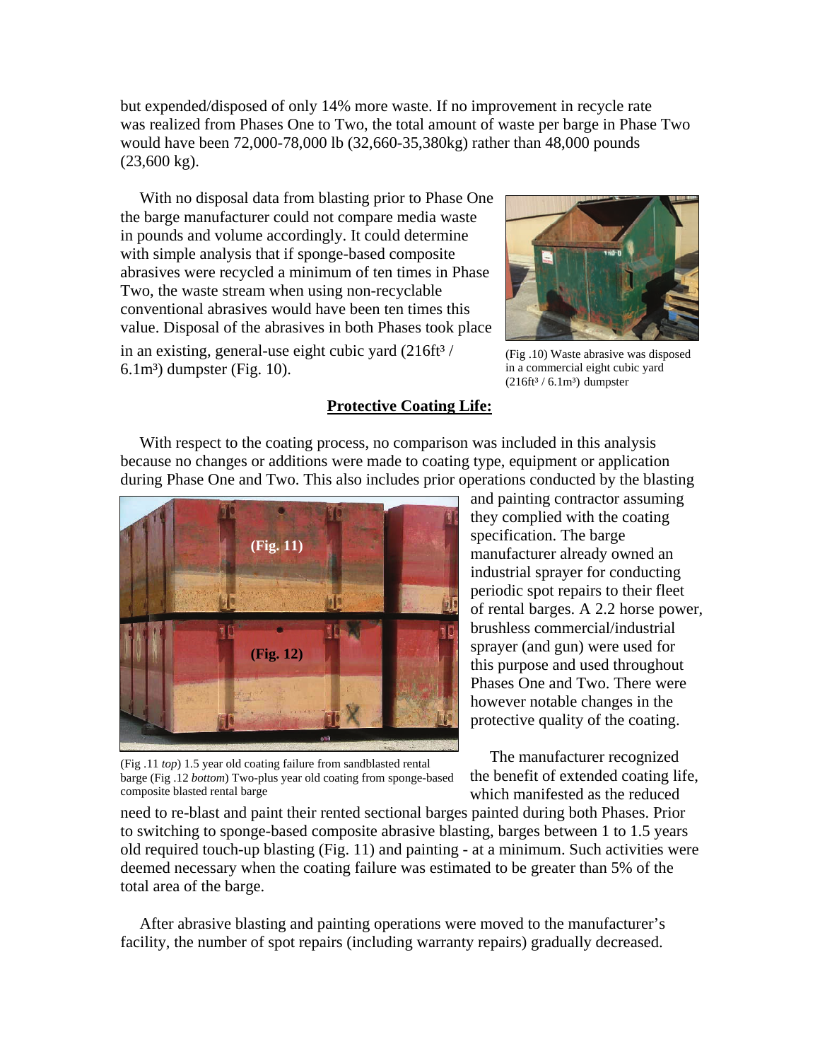but expended/disposed of only 14% more waste. If no improvement in recycle rate was realized from Phases One to Two, the total amount of waste per barge in Phase Two would have been 72,000-78,000 lb (32,660-35,380kg) rather than 48,000 pounds (23,600 kg).

With no disposal data from blasting prior to Phase One the barge manufacturer could not compare media waste in pounds and volume accordingly. It could determine with simple analysis that if sponge-based composite abrasives were recycled a minimum of ten times in Phase Two, the waste stream when using non-recyclable conventional abrasives would have been ten times this value. Disposal of the abrasives in both Phases took place in an existing, general-use eight cubic yard ($216ft^3$ / $6.1m^3$) dumpster (Fig. 10).

(Fig .10) Waste abrasive was disposed in a commercial eight cubic yard ($216ft^3$ / $6.1m^3$) dumpster

## Protective Coating Life:

With respect to the coating process, no comparison was included in this analysis because no changes or additions were made to coating type, equipment or application during Phase One and Two. This also includes prior operations conducted by the blasting and painting contractor assuming they complied with the coating specification. The barge manufacturer already owned an industrial sprayer for conducting periodic spot repairs to their fleet of rental barges. A 2.2 horse power, brushless commercial/industrial sprayer (and gun) were used for this purpose and used throughout Phases One and Two. There were however notable changes in the protective quality of the coating.

(Fig .11 *top*) 1.5 year old coating failure from sandblasted rental barge (Fig .12 *bottom*) Two-plus year old coating from sponge-based composite blasted rental barge

The manufacturer recognized the benefit of extended coating life, which manifested as the reduced need to re-blast and paint their rented sectional barges painted during both Phases. Prior to switching to sponge-based composite abrasive blasting, barges between 1 to 1.5 years old required touch-up blasting (Fig. 11) and painting - at a minimum. Such activities were deemed necessary when the coating failure was estimated to be greater than 5% of the total area of the barge.

After abrasive blasting and painting operations were moved to the manufacturer's facility, the number of spot repairs (including warranty repairs) gradually decreased.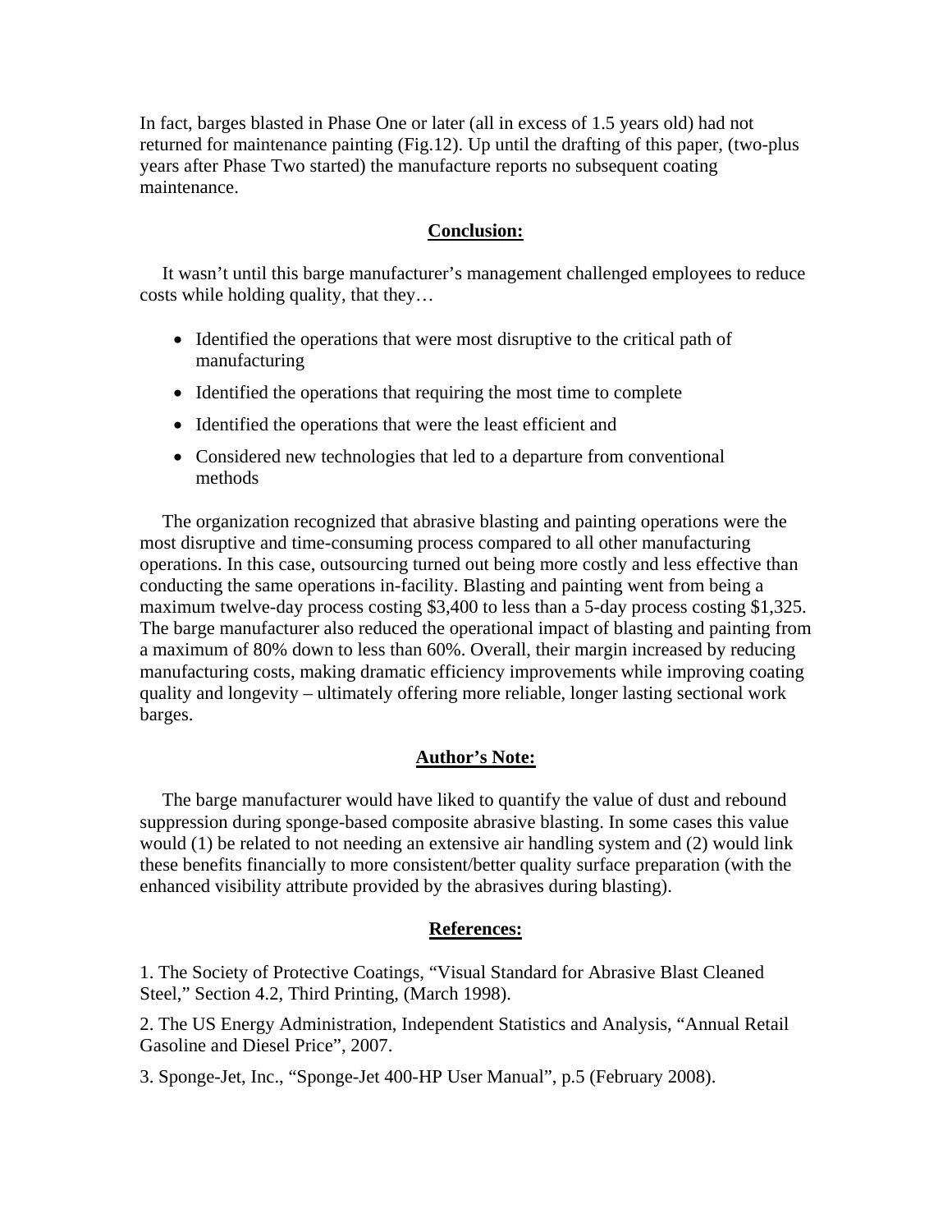In fact, barges blasted in Phase One or later (all in excess of 1.5 years old) had not returned for maintenance painting (Fig.12). Up until the drafting of this paper, (two-plus years after Phase Two started) the manufacture reports no subsequent coating maintenance.

## Conclusion:

It wasn't until this barge manufacturer's management challenged employees to reduce costs while holding quality, that they…

- Identified the operations that were most disruptive to the critical path of manufacturing
- Identified the operations that requiring the most time to complete
- Identified the operations that were the least efficient and
- Considered new technologies that led to a departure from conventional methods

The organization recognized that abrasive blasting and painting operations were the most disruptive and time-consuming process compared to all other manufacturing operations. In this case, outsourcing turned out being more costly and less effective than conducting the same operations in-facility. Blasting and painting went from being a maximum twelve-day process costing $3,400 to less than a 5-day process costing $1,325. The barge manufacturer also reduced the operational impact of blasting and painting from a maximum of 80% down to less than 60%. Overall, their margin increased by reducing manufacturing costs, making dramatic efficiency improvements while improving coating quality and longevity – ultimately offering more reliable, longer lasting sectional work barges.

## Author's Note:

The barge manufacturer would have liked to quantify the value of dust and rebound suppression during sponge-based composite abrasive blasting. In some cases this value would (1) be related to not needing an extensive air handling system and (2) would link these benefits financially to more consistent/better quality surface preparation (with the enhanced visibility attribute provided by the abrasives during blasting).

## References:

1. The Society of Protective Coatings, "Visual Standard for Abrasive Blast Cleaned Steel," Section 4.2, Third Printing, (March 1998).

2. The US Energy Administration, Independent Statistics and Analysis, "Annual Retail Gasoline and Diesel Price", 2007.

3. Sponge-Jet, Inc., "Sponge-Jet 400-HP User Manual", p.5 (February 2008).